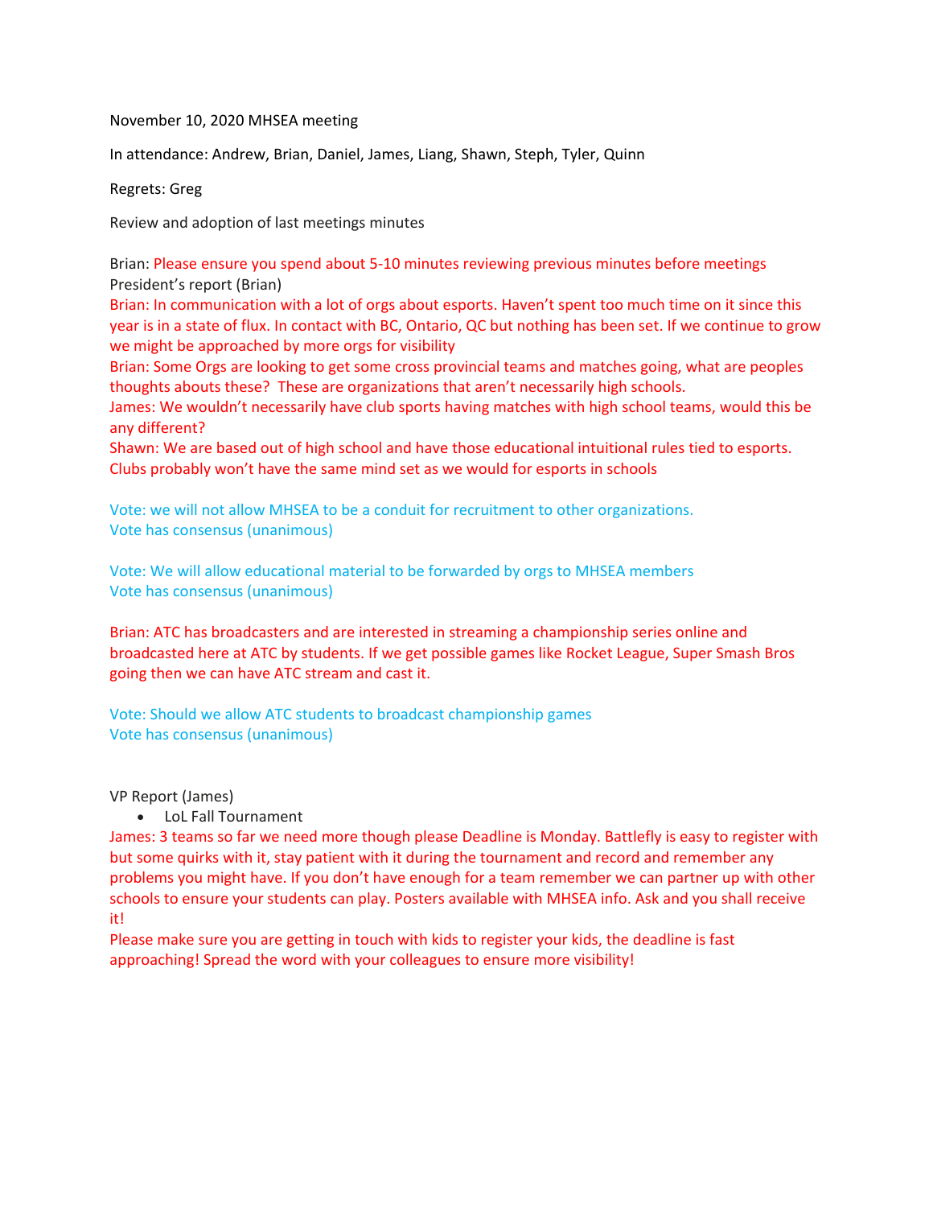November 10, 2020 MHSEA meeting

In attendance: Andrew, Brian, Daniel, James, Liang, Shawn, Steph, Tyler, Quinn

Regrets: Greg

Review and adoption of last meetings minutes

Brian: Please ensure you spend about 5-10 minutes reviewing previous minutes before meetings

President's report (Brian)

Brian: In communication with a lot of orgs about esports. Haven't spent too much time on it since this year is in a state of flux. In contact with BC, Ontario, QC but nothing has been set. If we continue to grow we might be approached by more orgs for visibility

Brian: Some Orgs are looking to get some cross provincial teams and matches going, what are peoples thoughts abouts these? These are organizations that aren't necessarily high schools.

James: We wouldn't necessarily have club sports having matches with high school teams, would this be any different?

Shawn: We are based out of high school and have those educational intuitional rules tied to esports. Clubs probably won't have the same mind set as we would for esports in schools

Vote: we will not allow MHSEA to be a conduit for recruitment to other organizations.
Vote has consensus (unanimous)

Vote: We will allow educational material to be forwarded by orgs to MHSEA members
Vote has consensus (unanimous)

Brian: ATC has broadcasters and are interested in streaming a championship series online and broadcasted here at ATC by students. If we get possible games like Rocket League, Super Smash Bros going then we can have ATC stream and cast it.

Vote: Should we allow ATC students to broadcast championship games
Vote has consensus (unanimous)

VP Report (James)

- LoL Fall Tournament

James: 3 teams so far we need more though please Deadline is Monday. Battlefly is easy to register with but some quirks with it, stay patient with it during the tournament and record and remember any problems you might have. If you don't have enough for a team remember we can partner up with other schools to ensure your students can play. Posters available with MHSEA info. Ask and you shall receive it!

Please make sure you are getting in touch with kids to register your kids, the deadline is fast approaching! Spread the word with your colleagues to ensure more visibility!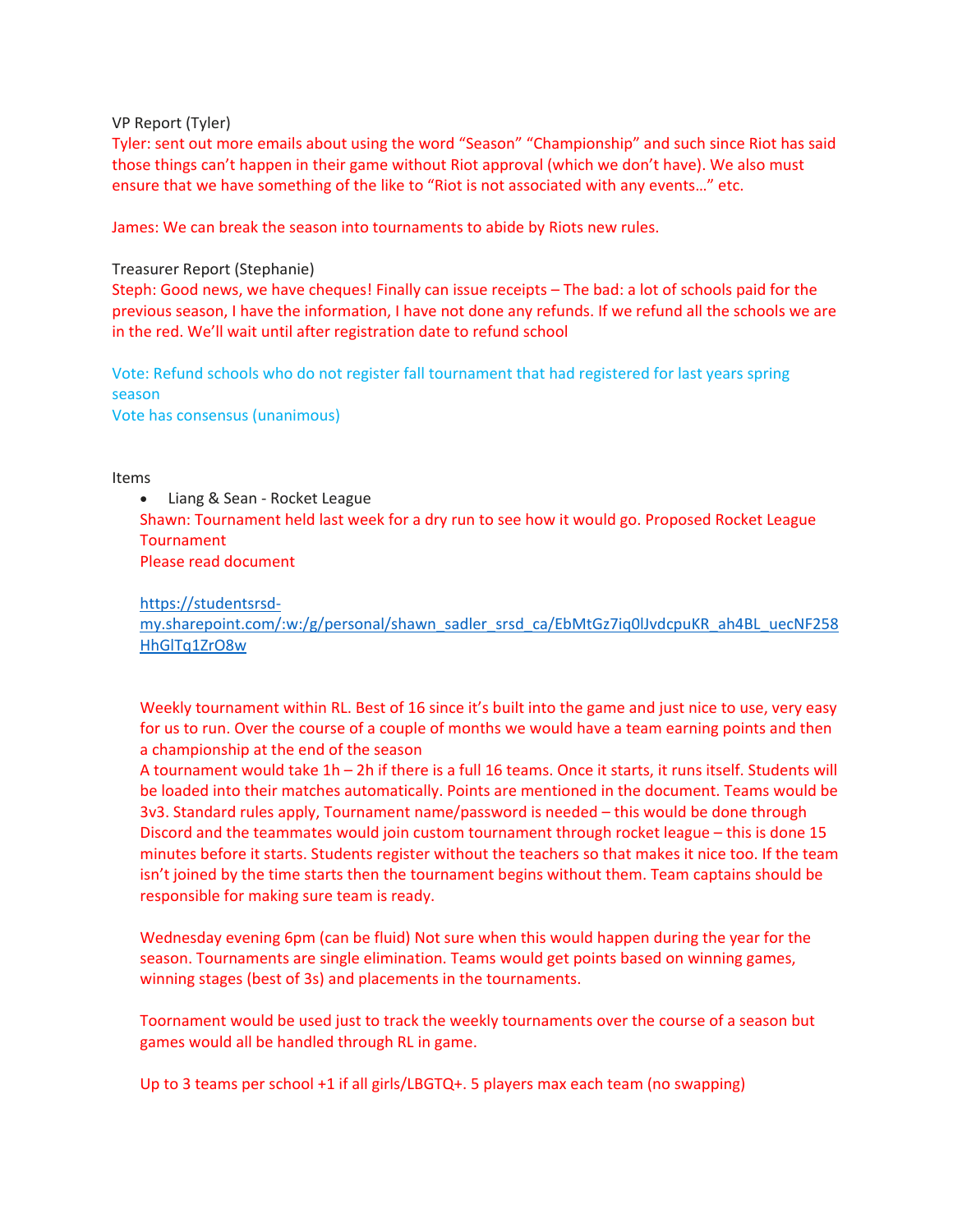VP Report (Tyler)

Tyler: sent out more emails about using the word "Season" "Championship" and such since Riot has said those things can't happen in their game without Riot approval (which we don't have). We also must ensure that we have something of the like to "Riot is not associated with any events…" etc.

James: We can break the season into tournaments to abide by Riots new rules.

Treasurer Report (Stephanie)

Steph: Good news, we have cheques! Finally can issue receipts – The bad: a lot of schools paid for the previous season, I have the information, I have not done any refunds. If we refund all the schools we are in the red. We'll wait until after registration date to refund school

Vote: Refund schools who do not register fall tournament that had registered for last years spring season
Vote has consensus (unanimous)

Items

- Liang & Sean - Rocket League

Shawn: Tournament held last week for a dry run to see how it would go. Proposed Rocket League Tournament
Please read document

https://studentsrsd-my.sharepoint.com/:w:/g/personal/shawn_sadler_srsd_ca/EbMtGz7iq0lJvdcpuKR_ah4BL_uecNF258HhGlTq1ZrO8w

Weekly tournament within RL. Best of 16 since it's built into the game and just nice to use, very easy for us to run. Over the course of a couple of months we would have a team earning points and then a championship at the end of the season
A tournament would take 1h – 2h if there is a full 16 teams. Once it starts, it runs itself. Students will be loaded into their matches automatically. Points are mentioned in the document. Teams would be 3v3. Standard rules apply, Tournament name/password is needed – this would be done through Discord and the teammates would join custom tournament through rocket league – this is done 15 minutes before it starts. Students register without the teachers so that makes it nice too. If the team isn't joined by the time starts then the tournament begins without them. Team captains should be responsible for making sure team is ready.

Wednesday evening 6pm (can be fluid) Not sure when this would happen during the year for the season. Tournaments are single elimination. Teams would get points based on winning games, winning stages (best of 3s) and placements in the tournaments.

Toornament would be used just to track the weekly tournaments over the course of a season but games would all be handled through RL in game.

Up to 3 teams per school +1 if all girls/LBGTQ+. 5 players max each team (no swapping)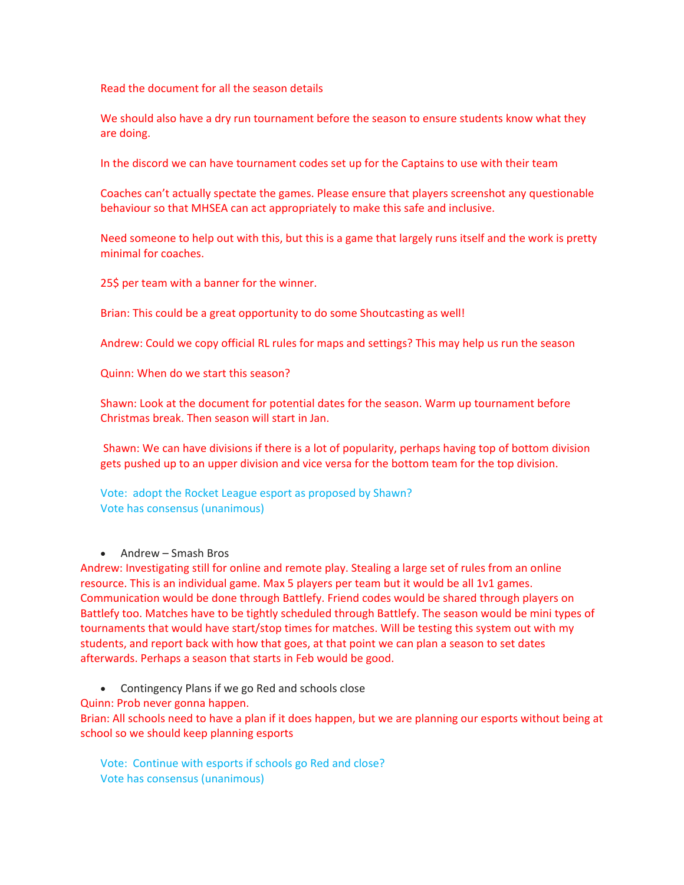Read the document for all the season details

We should also have a dry run tournament before the season to ensure students know what they are doing.

In the discord we can have tournament codes set up for the Captains to use with their team

Coaches can't actually spectate the games. Please ensure that players screenshot any questionable behaviour so that MHSEA can act appropriately to make this safe and inclusive.

Need someone to help out with this, but this is a game that largely runs itself and the work is pretty minimal for coaches.

25$ per team with a banner for the winner.

Brian: This could be a great opportunity to do some Shoutcasting as well!

Andrew: Could we copy official RL rules for maps and settings? This may help us run the season

Quinn: When do we start this season?

Shawn: Look at the document for potential dates for the season. Warm up tournament before Christmas break. Then season will start in Jan.

Shawn: We can have divisions if there is a lot of popularity, perhaps having top of bottom division gets pushed up to an upper division and vice versa for the bottom team for the top division.

Vote: adopt the Rocket League esport as proposed by Shawn?
Vote has consensus (unanimous)

- Andrew – Smash Bros

Andrew: Investigating still for online and remote play. Stealing a large set of rules from an online resource. This is an individual game. Max 5 players per team but it would be all 1v1 games. Communication would be done through Battlefy. Friend codes would be shared through players on Battlefy too. Matches have to be tightly scheduled through Battlefy. The season would be mini types of tournaments that would have start/stop times for matches. Will be testing this system out with my students, and report back with how that goes, at that point we can plan a season to set dates afterwards. Perhaps a season that starts in Feb would be good.

- Contingency Plans if we go Red and schools close

Quinn: Prob never gonna happen.
Brian: All schools need to have a plan if it does happen, but we are planning our esports without being at school so we should keep planning esports

Vote: Continue with esports if schools go Red and close?
Vote has consensus (unanimous)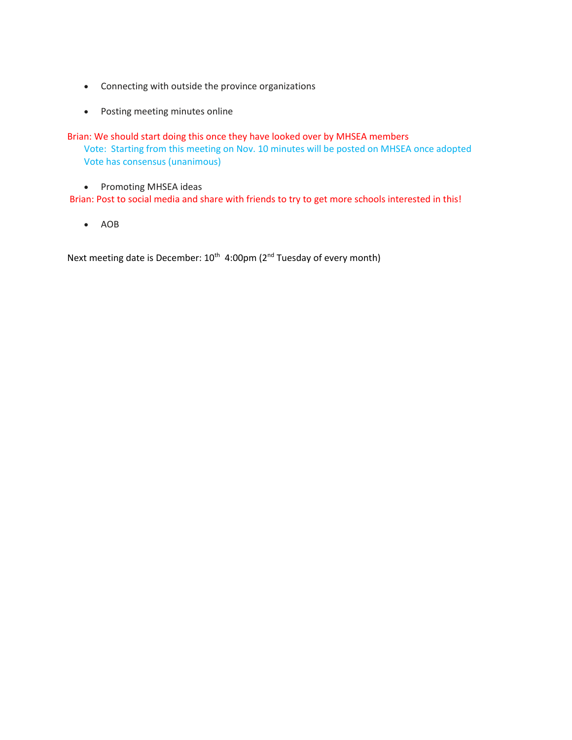- Connecting with outside the province organizations

- Posting meeting minutes online

Brian: We should start doing this once they have looked over by MHSEA members

Vote: Starting from this meeting on Nov. 10 minutes will be posted on MHSEA once adopted

Vote has consensus (unanimous)

- Promoting MHSEA ideas

Brian: Post to social media and share with friends to try to get more schools interested in this!

- AOB

Next meeting date is December: 10th 4:00pm (2nd Tuesday of every month)